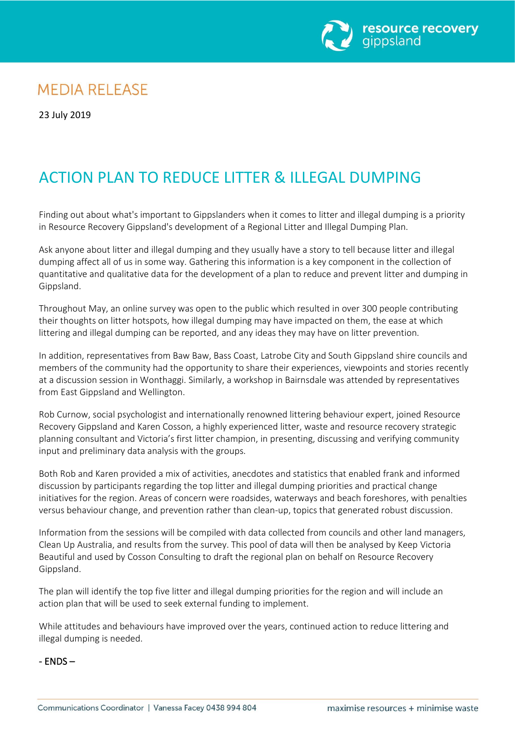resource recovery gippsland

# MEDIA RELEASE

23 July 2019

## ACTION PLAN TO REDUCE LITTER & ILLEGAL DUMPING

Finding out about what's important to Gippslanders when it comes to litter and illegal dumping is a priority in Resource Recovery Gippsland's development of a Regional Litter and Illegal Dumping Plan.

Ask anyone about litter and illegal dumping and they usually have a story to tell because litter and illegal dumping affect all of us in some way. Gathering this information is a key component in the collection of quantitative and qualitative data for the development of a plan to reduce and prevent litter and dumping in Gippsland.

Throughout May, an online survey was open to the public which resulted in over 300 people contributing their thoughts on litter hotspots, how illegal dumping may have impacted on them, the ease at which littering and illegal dumping can be reported, and any ideas they may have on litter prevention.

In addition, representatives from Baw Baw, Bass Coast, Latrobe City and South Gippsland shire councils and members of the community had the opportunity to share their experiences, viewpoints and stories recently at a discussion session in Wonthaggi. Similarly, a workshop in Bairnsdale was attended by representatives from East Gippsland and Wellington.

Rob Curnow, social psychologist and internationally renowned littering behaviour expert, joined Resource Recovery Gippsland and Karen Cosson, a highly experienced litter, waste and resource recovery strategic planning consultant and Victoria's first litter champion, in presenting, discussing and verifying community input and preliminary data analysis with the groups.

Both Rob and Karen provided a mix of activities, anecdotes and statistics that enabled frank and informed discussion by participants regarding the top litter and illegal dumping priorities and practical change initiatives for the region. Areas of concern were roadsides, waterways and beach foreshores, with penalties versus behaviour change, and prevention rather than clean-up, topics that generated robust discussion.

Information from the sessions will be compiled with data collected from councils and other land managers, Clean Up Australia, and results from the survey. This pool of data will then be analysed by Keep Victoria Beautiful and used by Cosson Consulting to draft the regional plan on behalf on Resource Recovery Gippsland.

The plan will identify the top five litter and illegal dumping priorities for the region and will include an action plan that will be used to seek external funding to implement.

While attitudes and behaviours have improved over the years, continued action to reduce littering and illegal dumping is needed.

- ENDS –

Communications Coordinator | Vanessa Facey 0438 994 804

maximise resources + minimise waste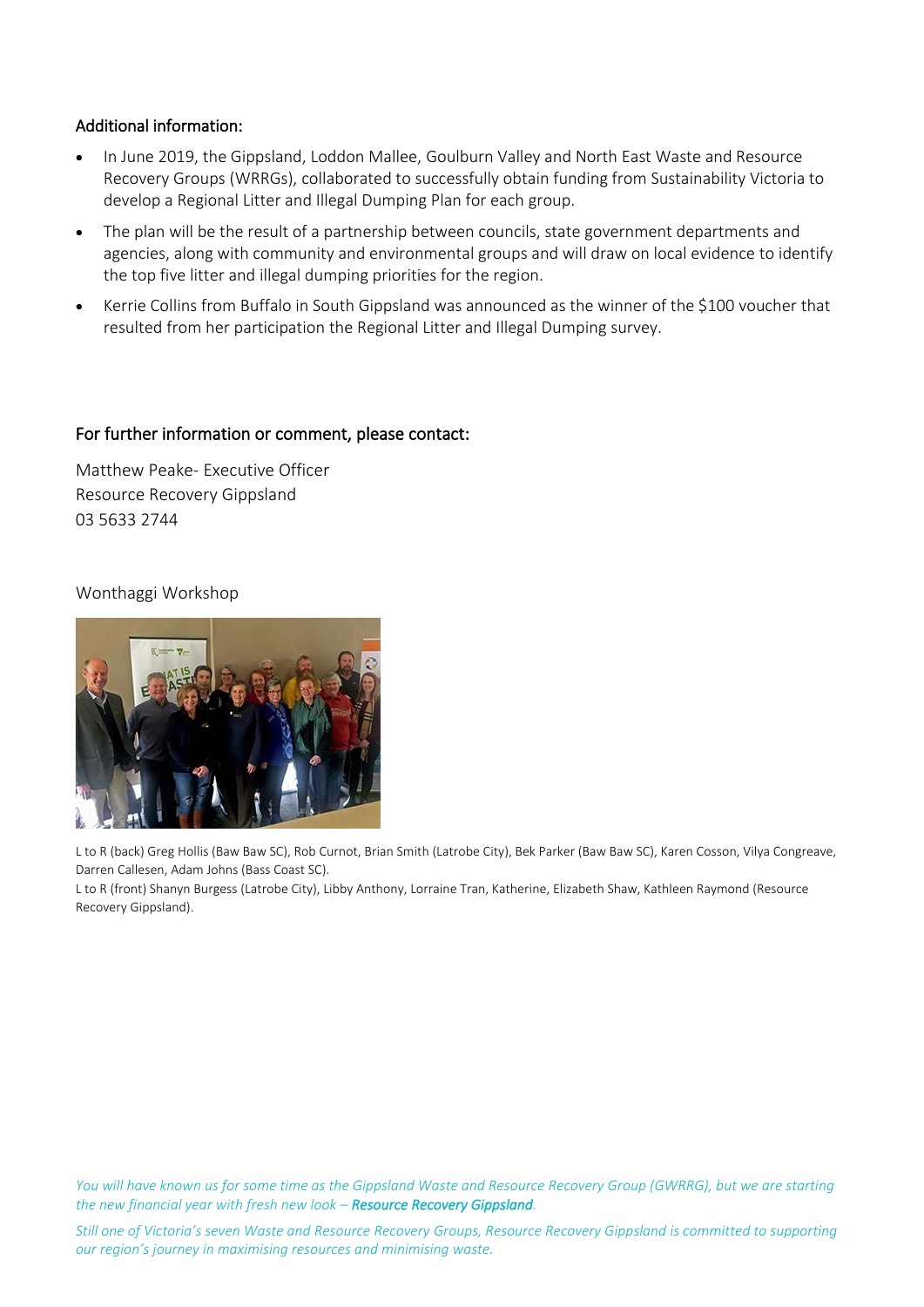## Additional information:

- In June 2019, the Gippsland, Loddon Mallee, Goulburn Valley and North East Waste and Resource Recovery Groups (WRRGs), collaborated to successfully obtain funding from Sustainability Victoria to develop a Regional Litter and Illegal Dumping Plan for each group.
- The plan will be the result of a partnership between councils, state government departments and agencies, along with community and environmental groups and will draw on local evidence to identify the top five litter and illegal dumping priorities for the region.
- Kerrie Collins from Buffalo in South Gippsland was announced as the winner of the $100 voucher that resulted from her participation the Regional Litter and Illegal Dumping survey.

## For further information or comment, please contact:

Matthew Peake- Executive Officer
Resource Recovery Gippsland
03 5633 2744

Wonthaggi Workshop

L to R (back) Greg Hollis (Baw Baw SC), Rob Curnot, Brian Smith (Latrobe City), Bek Parker (Baw Baw SC), Karen Cosson, Vilya Congreave, Darren Callesen, Adam Johns (Bass Coast SC).
L to R (front) Shanyn Burgess (Latrobe City), Libby Anthony, Lorraine Tran, Katherine, Elizabeth Shaw, Kathleen Raymond (Resource Recovery Gippsland).

*You will have known us for some time as the Gippsland Waste and Resource Recovery Group (GWRRG), but we are starting the new financial year with fresh new look – **Resource Recovery Gippsland**.*

*Still one of Victoria's seven Waste and Resource Recovery Groups, Resource Recovery Gippsland is committed to supporting our region's journey in maximising resources and minimising waste.*